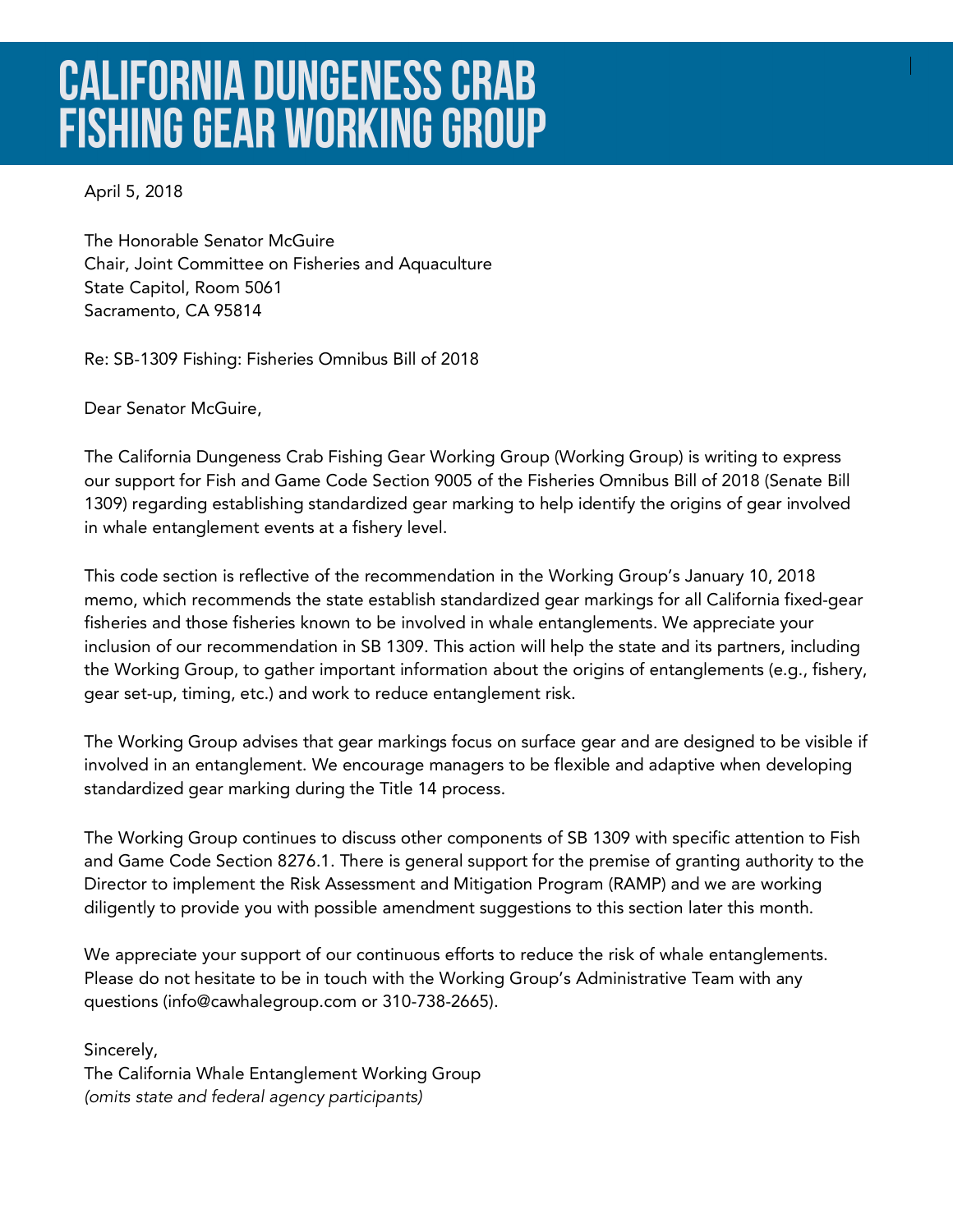# CALIFORNIA DUNGENESS CRAB FISHING GEAR WORKING GROUP

April 5, 2018

The Honorable Senator McGuire
Chair, Joint Committee on Fisheries and Aquaculture
State Capitol, Room 5061
Sacramento, CA 95814

Re: SB-1309 Fishing: Fisheries Omnibus Bill of 2018

Dear Senator McGuire,

The California Dungeness Crab Fishing Gear Working Group (Working Group) is writing to express our support for Fish and Game Code Section 9005 of the Fisheries Omnibus Bill of 2018 (Senate Bill 1309) regarding establishing standardized gear marking to help identify the origins of gear involved in whale entanglement events at a fishery level.

This code section is reflective of the recommendation in the Working Group's January 10, 2018 memo, which recommends the state establish standardized gear markings for all California fixed-gear fisheries and those fisheries known to be involved in whale entanglements. We appreciate your inclusion of our recommendation in SB 1309. This action will help the state and its partners, including the Working Group, to gather important information about the origins of entanglements (e.g., fishery, gear set-up, timing, etc.) and work to reduce entanglement risk.

The Working Group advises that gear markings focus on surface gear and are designed to be visible if involved in an entanglement. We encourage managers to be flexible and adaptive when developing standardized gear marking during the Title 14 process.

The Working Group continues to discuss other components of SB 1309 with specific attention to Fish and Game Code Section 8276.1. There is general support for the premise of granting authority to the Director to implement the Risk Assessment and Mitigation Program (RAMP) and we are working diligently to provide you with possible amendment suggestions to this section later this month.

We appreciate your support of our continuous efforts to reduce the risk of whale entanglements. Please do not hesitate to be in touch with the Working Group's Administrative Team with any questions (info@cawhalegroup.com or 310-738-2665).

Sincerely,
The California Whale Entanglement Working Group
*(omits state and federal agency participants)*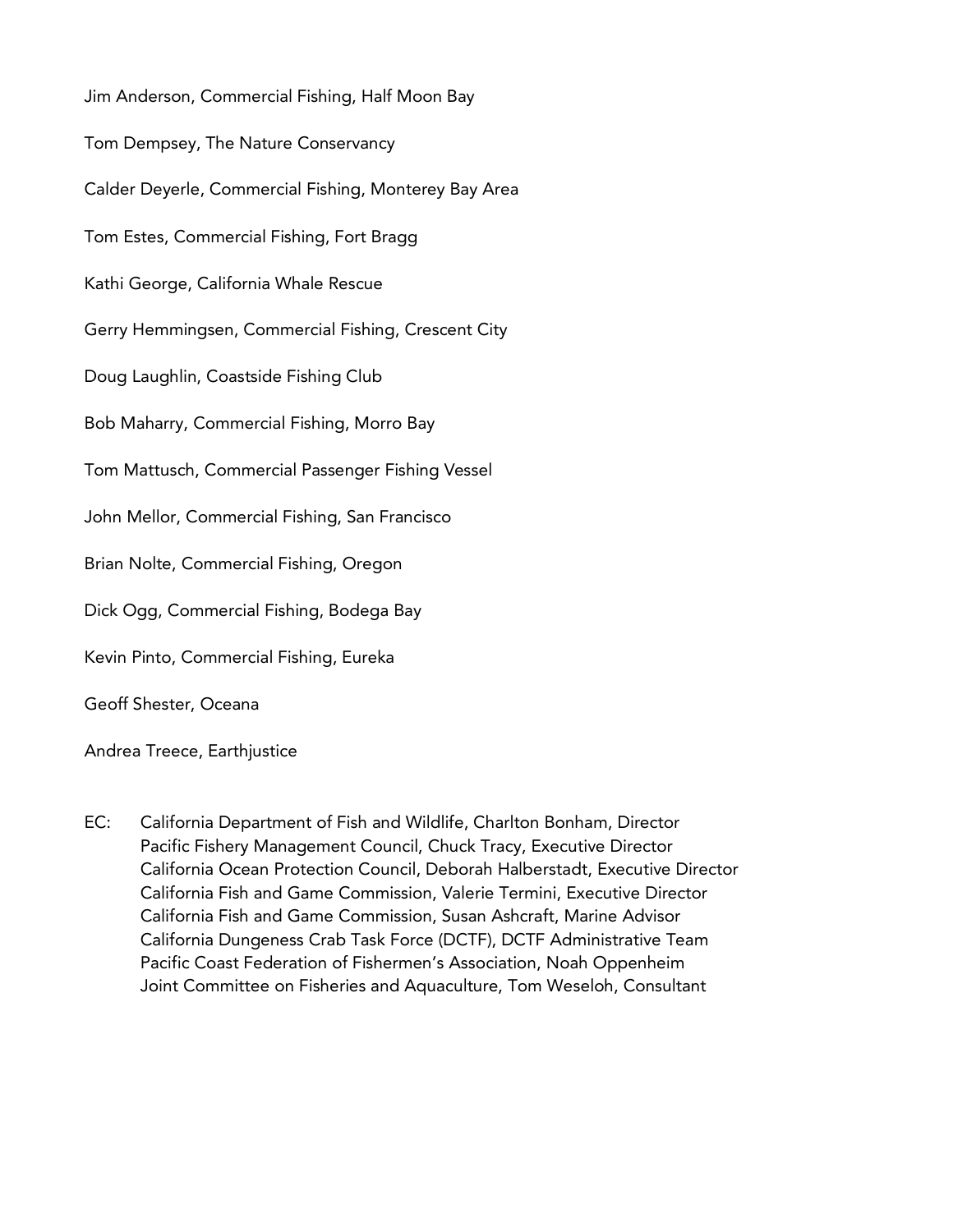Jim Anderson, Commercial Fishing, Half Moon Bay

Tom Dempsey, The Nature Conservancy

Calder Deyerle, Commercial Fishing, Monterey Bay Area

Tom Estes, Commercial Fishing, Fort Bragg

Kathi George, California Whale Rescue

Gerry Hemmingsen, Commercial Fishing, Crescent City

Doug Laughlin, Coastside Fishing Club

Bob Maharry, Commercial Fishing, Morro Bay

Tom Mattusch, Commercial Passenger Fishing Vessel

John Mellor, Commercial Fishing, San Francisco

Brian Nolte, Commercial Fishing, Oregon

Dick Ogg, Commercial Fishing, Bodega Bay

Kevin Pinto, Commercial Fishing, Eureka

Geoff Shester, Oceana

Andrea Treece, Earthjustice

EC: California Department of Fish and Wildlife, Charlton Bonham, Director
Pacific Fishery Management Council, Chuck Tracy, Executive Director
California Ocean Protection Council, Deborah Halberstadt, Executive Director
California Fish and Game Commission, Valerie Termini, Executive Director
California Fish and Game Commission, Susan Ashcraft, Marine Advisor
California Dungeness Crab Task Force (DCTF), DCTF Administrative Team
Pacific Coast Federation of Fishermen's Association, Noah Oppenheim
Joint Committee on Fisheries and Aquaculture, Tom Weseloh, Consultant